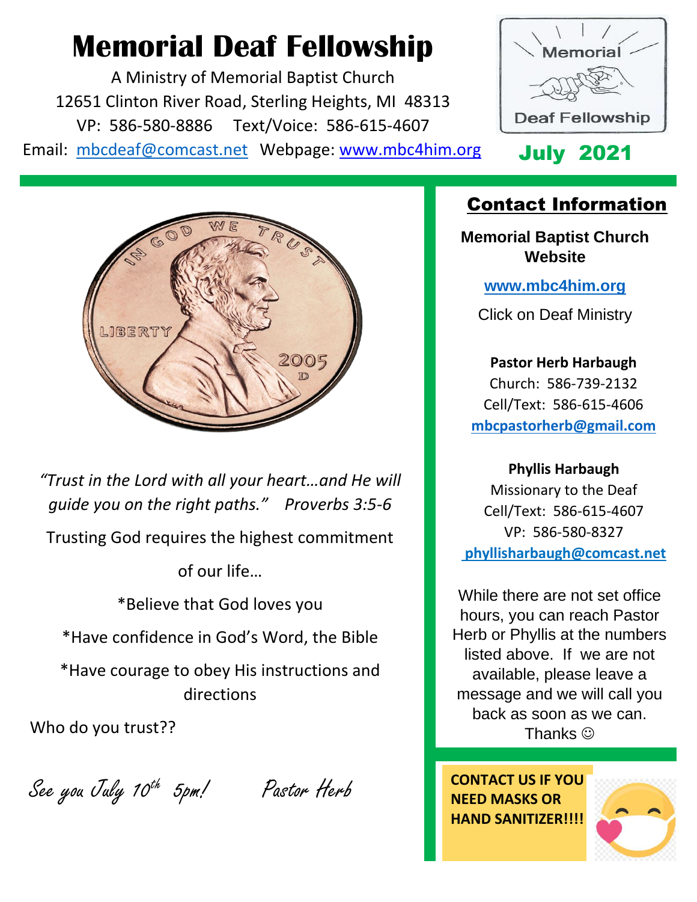# Memorial Deaf Fellowship

A Ministry of Memorial Baptist Church
12651 Clinton River Road, Sterling Heights, MI 48313
VP: 586-580-8886 Text/Voice: 586-615-4607
Email: mbcdeaf@comcast.net Webpage: www.mbc4him.org

**July 2021**

*"Trust in the Lord with all your heart…and He will guide you on the right paths." Proverbs 3:5-6*

Trusting God requires the highest commitment of our life…

*Believe that God loves you

*Have confidence in God's Word, the Bible

*Have courage to obey His instructions and directions

Who do you trust??

*See you July 10th 5pm!* *Pastor Herb*

## Contact Information

**Memorial Baptist Church Website**

**www.mbc4him.org**

Click on Deaf Ministry

**Pastor Herb Harbaugh**
Church: 586-739-2132
Cell/Text: 586-615-4606
**mbcpastorherb@gmail.com**

**Phyllis Harbaugh**
Missionary to the Deaf
Cell/Text: 586-615-4607
VP: 586-580-8327
**phyllisharbaugh@comcast.net**

While there are not set office hours, you can reach Pastor Herb or Phyllis at the numbers listed above. If we are not available, please leave a message and we will call you back as soon as we can. Thanks ☺

**CONTACT US IF YOU NEED MASKS OR HAND SANITIZER!!!!**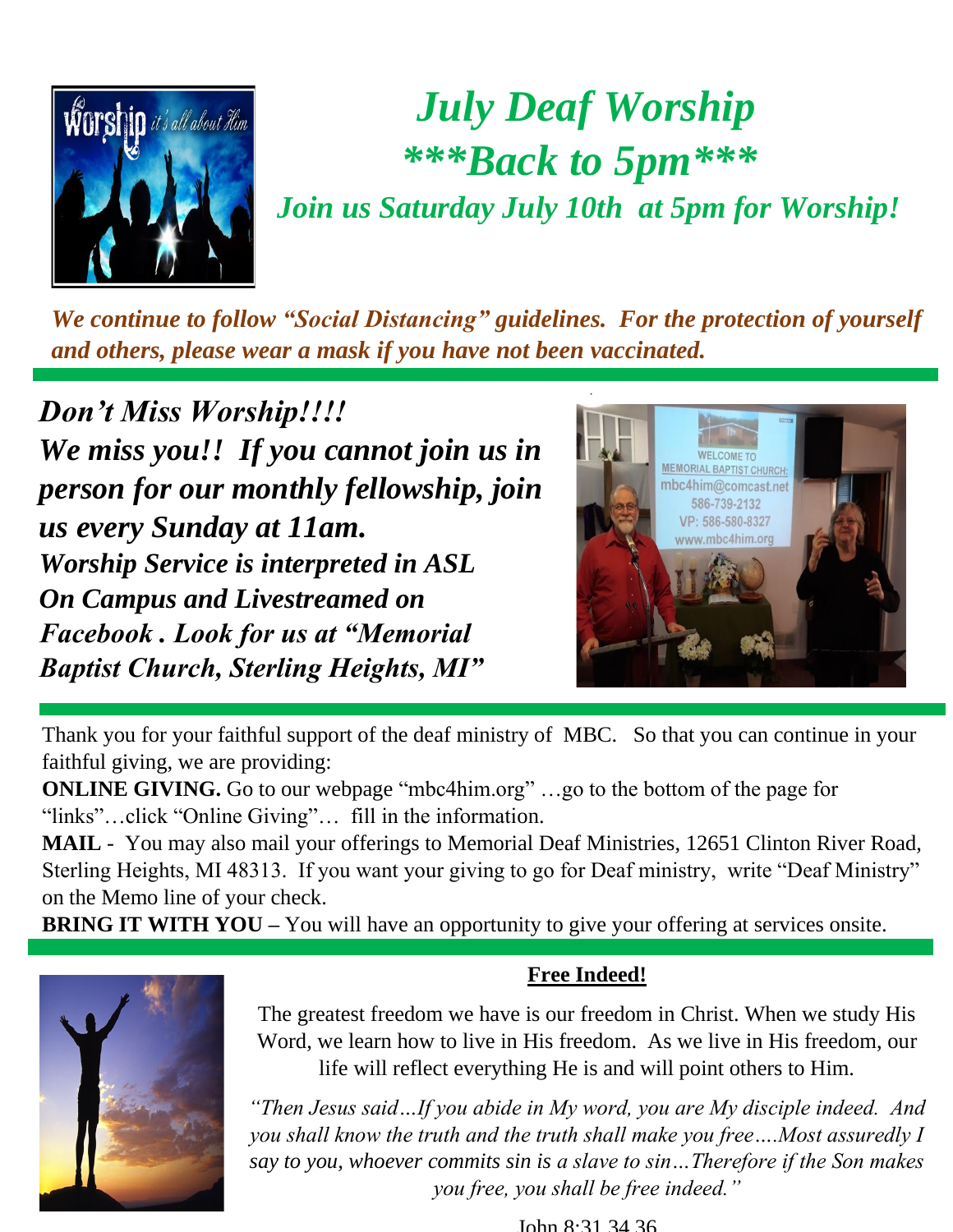# *July Deaf Worship*

# *\*\*\*Back to 5pm\*\*\**

### *Join us Saturday July 10th at 5pm for Worship!*

***We continue to follow "Social Distancing" guidelines. For the protection of yourself and others, please wear a mask if you have not been vaccinated.***

***Don't Miss Worship!!!!***

***We miss you!! If you cannot join us in person for our monthly fellowship, join us every Sunday at 11am.***

***Worship Service is interpreted in ASL On Campus and Livestreamed on Facebook . Look for us at "Memorial Baptist Church, Sterling Heights, MI"***

Thank you for your faithful support of the deaf ministry of MBC. So that you can continue in your faithful giving, we are providing:

**ONLINE GIVING.** Go to our webpage "mbc4him.org" …go to the bottom of the page for "links"…click "Online Giving"… fill in the information.

**MAIL** - You may also mail your offerings to Memorial Deaf Ministries, 12651 Clinton River Road, Sterling Heights, MI 48313. If you want your giving to go for Deaf ministry, write "Deaf Ministry" on the Memo line of your check.

**BRING IT WITH YOU** – You will have an opportunity to give your offering at services onsite.

**Free Indeed!**

The greatest freedom we have is our freedom in Christ. When we study His Word, we learn how to live in His freedom. As we live in His freedom, our life will reflect everything He is and will point others to Him.

*"Then Jesus said…If you abide in My word, you are My disciple indeed. And you shall know the truth and the truth shall make you free….Most assuredly I say to you, whoever commits sin is a slave to sin…Therefore if the Son makes you free, you shall be free indeed."*

John 8:31,34,36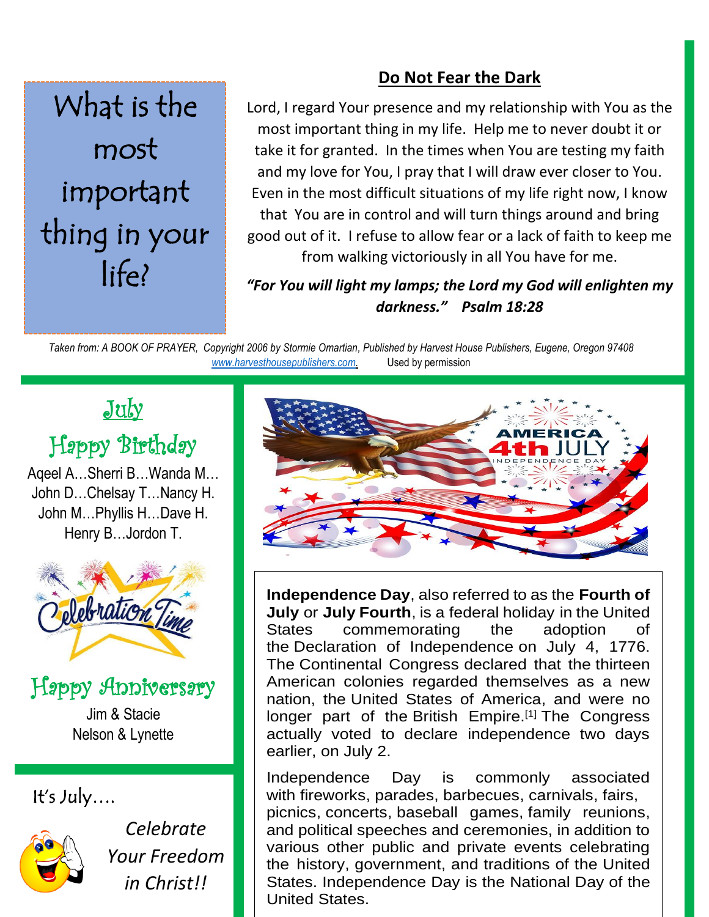What is the most important thing in your life?

## Do Not Fear the Dark

Lord, I regard Your presence and my relationship with You as the most important thing in my life. Help me to never doubt it or take it for granted. In the times when You are testing my faith and my love for You, I pray that I will draw ever closer to You. Even in the most difficult situations of my life right now, I know that You are in control and will turn things around and bring good out of it. I refuse to allow fear or a lack of faith to keep me from walking victoriously in all You have for me.

***"For You will light my lamps; the Lord my God will enlighten my darkness." Psalm 18:28***

*Taken from: A BOOK OF PRAYER, Copyright 2006 by Stormie Omartian, Published by Harvest House Publishers, Eugene, Oregon 97408* *www.harvesthousepublishers.com.* Used by permission

## July

### Happy Birthday

Aqeel A…Sherri B…Wanda M…
John D…Chelsay T…Nancy H.
John M…Phyllis H…Dave H.
Henry B…Jordon T.

### Happy Anniversary

Jim & Stacie
Nelson & Lynette

It's July….

*Celebrate Your Freedom in Christ!!*

**Independence Day**, also referred to as the **Fourth of July** or **July Fourth**, is a federal holiday in the United States commemorating the adoption of the Declaration of Independence on July 4, 1776. The Continental Congress declared that the thirteen American colonies regarded themselves as a new nation, the United States of America, and were no longer part of the British Empire.[1] The Congress actually voted to declare independence two days earlier, on July 2.

Independence Day is commonly associated with fireworks, parades, barbecues, carnivals, fairs, picnics, concerts, baseball games, family reunions, and political speeches and ceremonies, in addition to various other public and private events celebrating the history, government, and traditions of the United States. Independence Day is the National Day of the United States.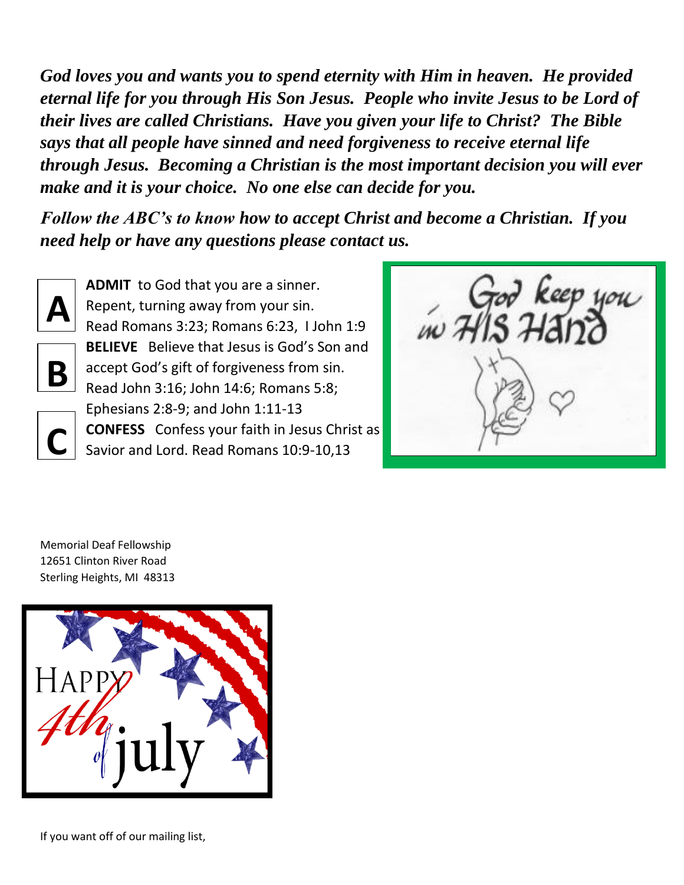***God loves you and wants you to spend eternity with Him in heaven. He provided eternal life for you through His Son Jesus. People who invite Jesus to be Lord of their lives are called Christians. Have you given your life to Christ? The Bible says that all people have sinned and need forgiveness to receive eternal life through Jesus. Becoming a Christian is the most important decision you will ever make and it is your choice. No one else can decide for you.***

***Follow the ABC's to know how to accept Christ and become a Christian. If you need help or have any questions please contact us.***

**A** — **ADMIT** to God that you are a sinner. Repent, turning away from your sin. Read Romans 3:23; Romans 6:23, I John 1:9

**B** — **BELIEVE** Believe that Jesus is God's Son and accept God's gift of forgiveness from sin. Read John 3:16; John 14:6; Romans 5:8; Ephesians 2:8-9; and John 1:11-13

**C** — **CONFESS** Confess your faith in Jesus Christ as Savior and Lord. Read Romans 10:9-10,13

God keep you in His Hand

Memorial Deaf Fellowship
12651 Clinton River Road
Sterling Heights, MI 48313

Happy 4th of July

If you want off of our mailing list,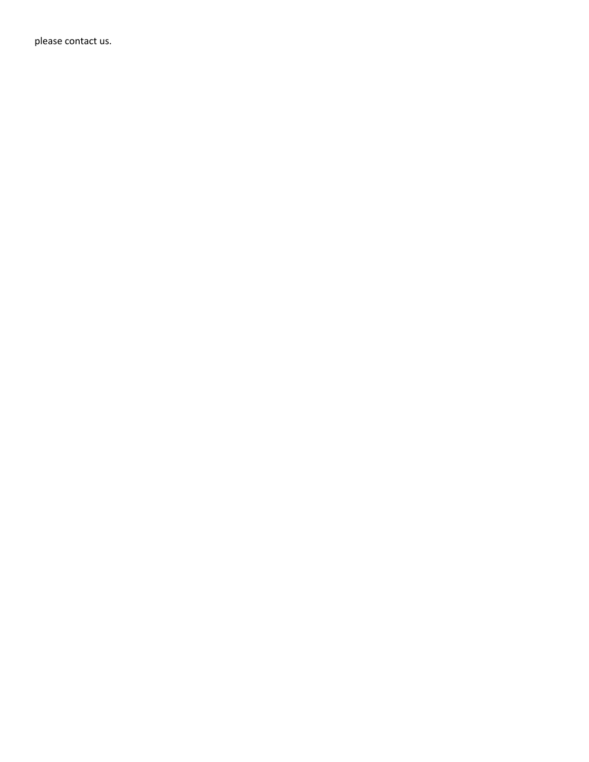please contact us.